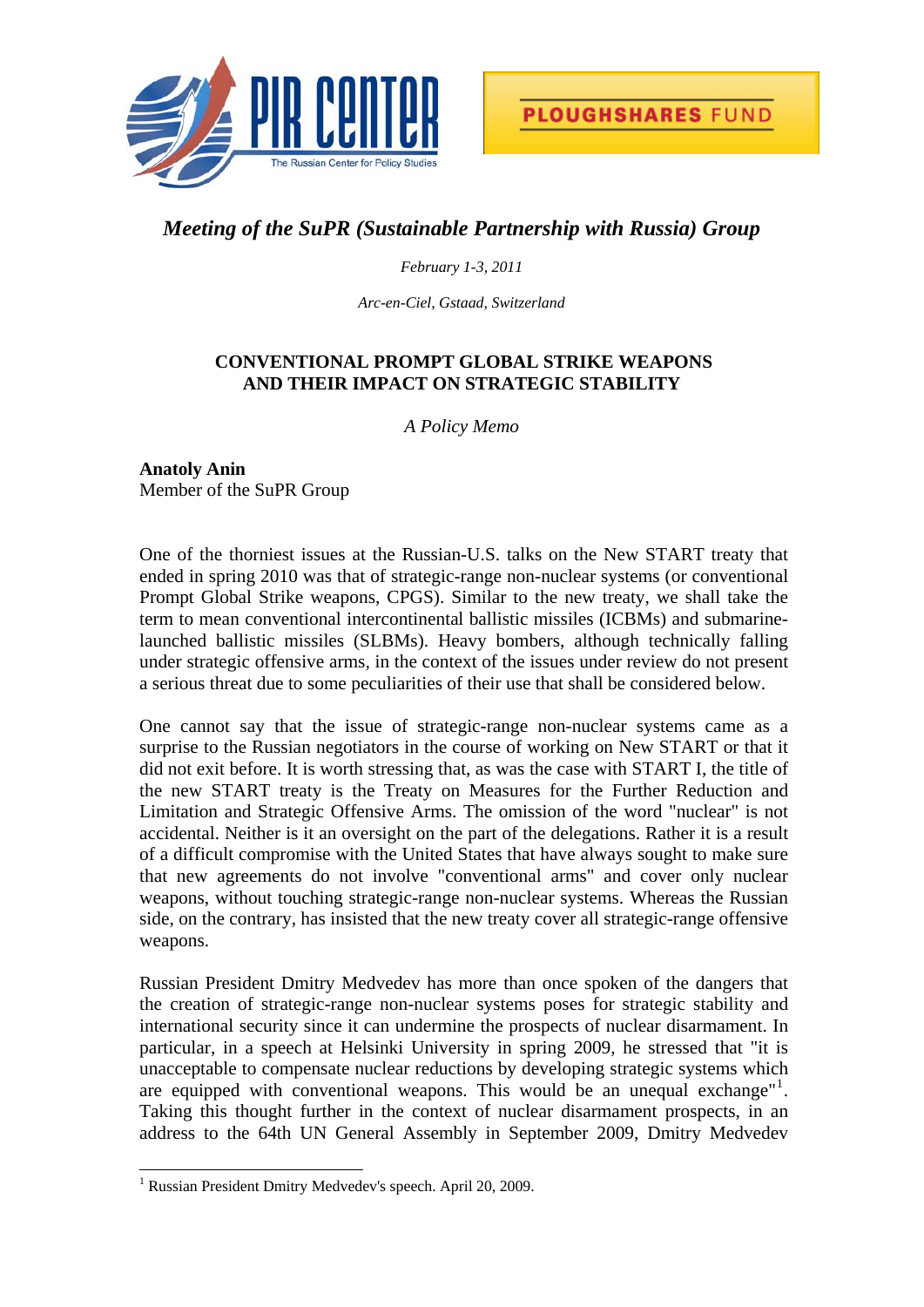PIR CENTER The Russian Center for Policy Studies

PLOUGHSHARES FUND

# *Meeting of the SuPR (Sustainable Partnership with Russia) Group*

*February 1-3, 2011*

*Arc-en-Ciel, Gstaad, Switzerland*

## CONVENTIONAL PROMPT GLOBAL STRIKE WEAPONS AND THEIR IMPACT ON STRATEGIC STABILITY

*A Policy Memo*

**Anatoly Anin**
Member of the SuPR Group

One of the thorniest issues at the Russian-U.S. talks on the New START treaty that ended in spring 2010 was that of strategic-range non-nuclear systems (or conventional Prompt Global Strike weapons, CPGS). Similar to the new treaty, we shall take the term to mean conventional intercontinental ballistic missiles (ICBMs) and submarine-launched ballistic missiles (SLBMs). Heavy bombers, although technically falling under strategic offensive arms, in the context of the issues under review do not present a serious threat due to some peculiarities of their use that shall be considered below.

One cannot say that the issue of strategic-range non-nuclear systems came as a surprise to the Russian negotiators in the course of working on New START or that it did not exit before. It is worth stressing that, as was the case with START I, the title of the new START treaty is the Treaty on Measures for the Further Reduction and Limitation and Strategic Offensive Arms. The omission of the word "nuclear" is not accidental. Neither is it an oversight on the part of the delegations. Rather it is a result of a difficult compromise with the United States that have always sought to make sure that new agreements do not involve "conventional arms" and cover only nuclear weapons, without touching strategic-range non-nuclear systems. Whereas the Russian side, on the contrary, has insisted that the new treaty cover all strategic-range offensive weapons.

Russian President Dmitry Medvedev has more than once spoken of the dangers that the creation of strategic-range non-nuclear systems poses for strategic stability and international security since it can undermine the prospects of nuclear disarmament. In particular, in a speech at Helsinki University in spring 2009, he stressed that "it is unacceptable to compensate nuclear reductions by developing strategic systems which are equipped with conventional weapons. This would be an unequal exchange"[1]. Taking this thought further in the context of nuclear disarmament prospects, in an address to the 64th UN General Assembly in September 2009, Dmitry Medvedev

[1] Russian President Dmitry Medvedev's speech. April 20, 2009.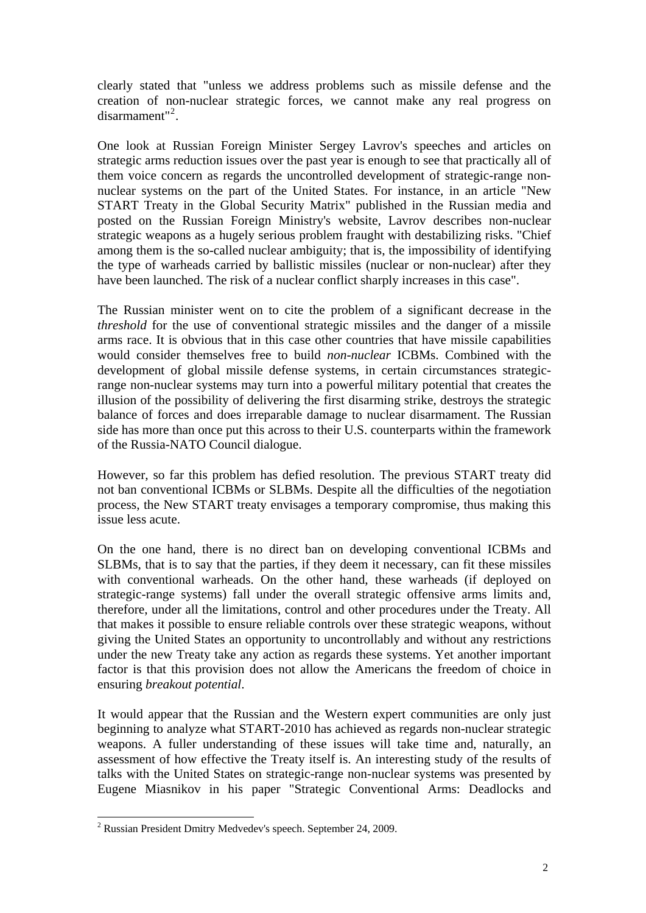clearly stated that "unless we address problems such as missile defense and the creation of non-nuclear strategic forces, we cannot make any real progress on disarmament"[2].

One look at Russian Foreign Minister Sergey Lavrov's speeches and articles on strategic arms reduction issues over the past year is enough to see that practically all of them voice concern as regards the uncontrolled development of strategic-range non-nuclear systems on the part of the United States. For instance, in an article "New START Treaty in the Global Security Matrix" published in the Russian media and posted on the Russian Foreign Ministry's website, Lavrov describes non-nuclear strategic weapons as a hugely serious problem fraught with destabilizing risks. "Chief among them is the so-called nuclear ambiguity; that is, the impossibility of identifying the type of warheads carried by ballistic missiles (nuclear or non-nuclear) after they have been launched. The risk of a nuclear conflict sharply increases in this case".

The Russian minister went on to cite the problem of a significant decrease in the *threshold* for the use of conventional strategic missiles and the danger of a missile arms race. It is obvious that in this case other countries that have missile capabilities would consider themselves free to build *non-nuclear* ICBMs. Combined with the development of global missile defense systems, in certain circumstances strategic-range non-nuclear systems may turn into a powerful military potential that creates the illusion of the possibility of delivering the first disarming strike, destroys the strategic balance of forces and does irreparable damage to nuclear disarmament. The Russian side has more than once put this across to their U.S. counterparts within the framework of the Russia-NATO Council dialogue.

However, so far this problem has defied resolution. The previous START treaty did not ban conventional ICBMs or SLBMs. Despite all the difficulties of the negotiation process, the New START treaty envisages a temporary compromise, thus making this issue less acute.

On the one hand, there is no direct ban on developing conventional ICBMs and SLBMs, that is to say that the parties, if they deem it necessary, can fit these missiles with conventional warheads. On the other hand, these warheads (if deployed on strategic-range systems) fall under the overall strategic offensive arms limits and, therefore, under all the limitations, control and other procedures under the Treaty. All that makes it possible to ensure reliable controls over these strategic weapons, without giving the United States an opportunity to uncontrollably and without any restrictions under the new Treaty take any action as regards these systems. Yet another important factor is that this provision does not allow the Americans the freedom of choice in ensuring *breakout potential*.

It would appear that the Russian and the Western expert communities are only just beginning to analyze what START-2010 has achieved as regards non-nuclear strategic weapons. A fuller understanding of these issues will take time and, naturally, an assessment of how effective the Treaty itself is. An interesting study of the results of talks with the United States on strategic-range non-nuclear systems was presented by Eugene Miasnikov in his paper "Strategic Conventional Arms: Deadlocks and

[2] Russian President Dmitry Medvedev's speech. September 24, 2009.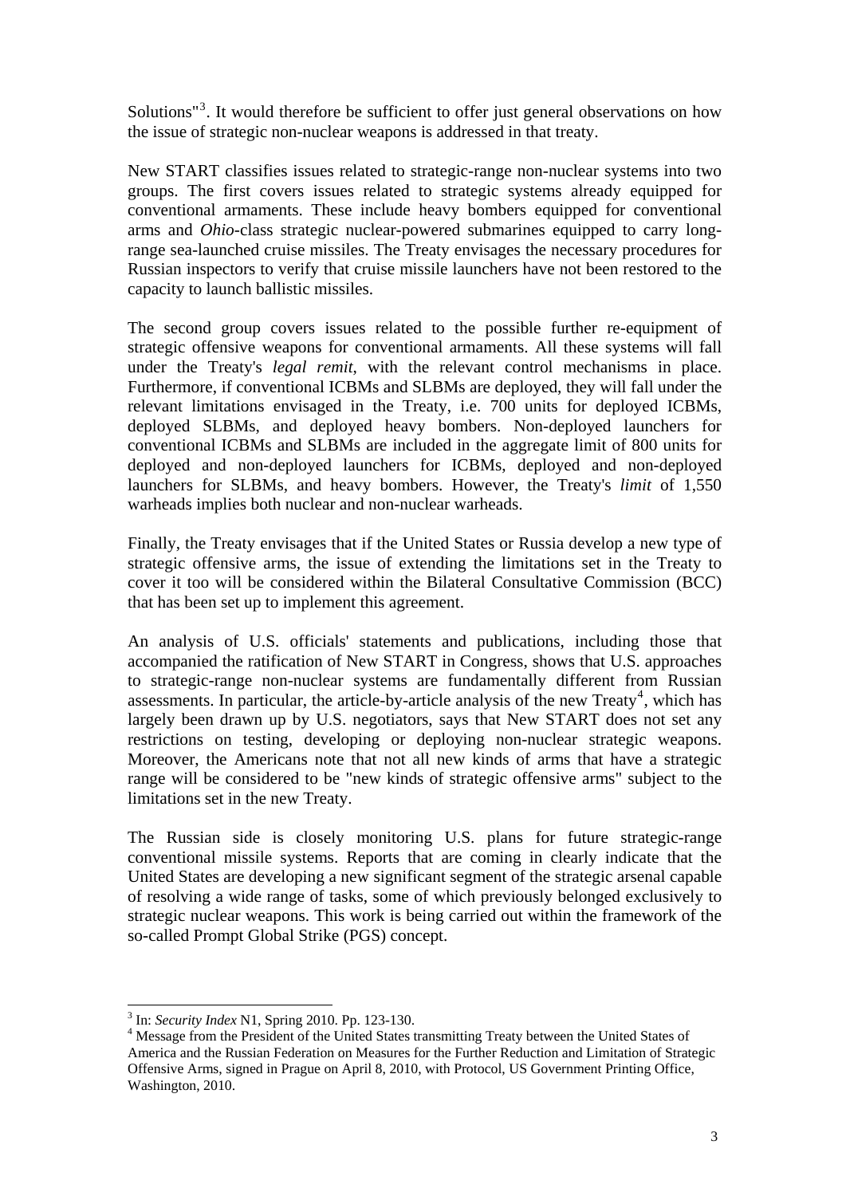Solutions"[3]. It would therefore be sufficient to offer just general observations on how the issue of strategic non-nuclear weapons is addressed in that treaty.

New START classifies issues related to strategic-range non-nuclear systems into two groups. The first covers issues related to strategic systems already equipped for conventional armaments. These include heavy bombers equipped for conventional arms and *Ohio*-class strategic nuclear-powered submarines equipped to carry long-range sea-launched cruise missiles. The Treaty envisages the necessary procedures for Russian inspectors to verify that cruise missile launchers have not been restored to the capacity to launch ballistic missiles.

The second group covers issues related to the possible further re-equipment of strategic offensive weapons for conventional armaments. All these systems will fall under the Treaty's *legal remit*, with the relevant control mechanisms in place. Furthermore, if conventional ICBMs and SLBMs are deployed, they will fall under the relevant limitations envisaged in the Treaty, i.e. 700 units for deployed ICBMs, deployed SLBMs, and deployed heavy bombers. Non-deployed launchers for conventional ICBMs and SLBMs are included in the aggregate limit of 800 units for deployed and non-deployed launchers for ICBMs, deployed and non-deployed launchers for SLBMs, and heavy bombers. However, the Treaty's *limit* of 1,550 warheads implies both nuclear and non-nuclear warheads.

Finally, the Treaty envisages that if the United States or Russia develop a new type of strategic offensive arms, the issue of extending the limitations set in the Treaty to cover it too will be considered within the Bilateral Consultative Commission (BCC) that has been set up to implement this agreement.

An analysis of U.S. officials' statements and publications, including those that accompanied the ratification of New START in Congress, shows that U.S. approaches to strategic-range non-nuclear systems are fundamentally different from Russian assessments. In particular, the article-by-article analysis of the new Treaty[4], which has largely been drawn up by U.S. negotiators, says that New START does not set any restrictions on testing, developing or deploying non-nuclear strategic weapons. Moreover, the Americans note that not all new kinds of arms that have a strategic range will be considered to be "new kinds of strategic offensive arms" subject to the limitations set in the new Treaty.

The Russian side is closely monitoring U.S. plans for future strategic-range conventional missile systems. Reports that are coming in clearly indicate that the United States are developing a new significant segment of the strategic arsenal capable of resolving a wide range of tasks, some of which previously belonged exclusively to strategic nuclear weapons. This work is being carried out within the framework of the so-called Prompt Global Strike (PGS) concept.

---

[3] In: *Security Index* N1, Spring 2010. Pp. 123-130.

[4] Message from the President of the United States transmitting Treaty between the United States of America and the Russian Federation on Measures for the Further Reduction and Limitation of Strategic Offensive Arms, signed in Prague on April 8, 2010, with Protocol, US Government Printing Office, Washington, 2010.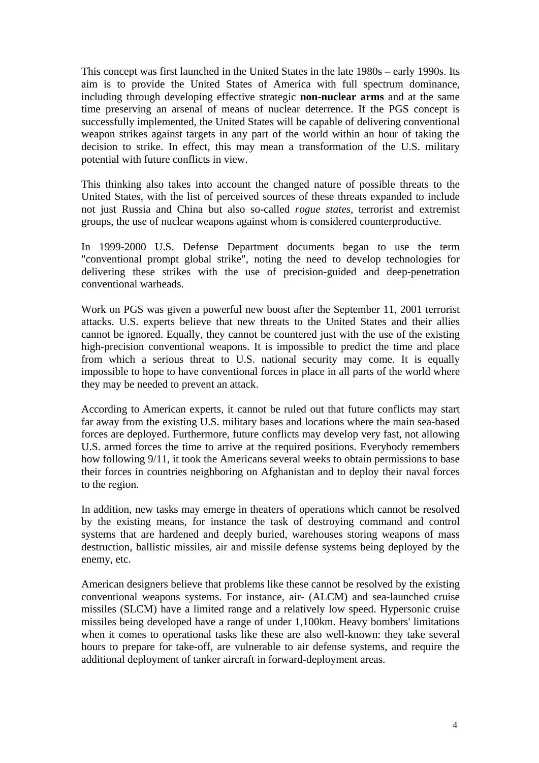This concept was first launched in the United States in the late 1980s – early 1990s. Its aim is to provide the United States of America with full spectrum dominance, including through developing effective strategic **non-nuclear arms** and at the same time preserving an arsenal of means of nuclear deterrence. If the PGS concept is successfully implemented, the United States will be capable of delivering conventional weapon strikes against targets in any part of the world within an hour of taking the decision to strike. In effect, this may mean a transformation of the U.S. military potential with future conflicts in view.

This thinking also takes into account the changed nature of possible threats to the United States, with the list of perceived sources of these threats expanded to include not just Russia and China but also so-called *rogue states*, terrorist and extremist groups, the use of nuclear weapons against whom is considered counterproductive.

In 1999-2000 U.S. Defense Department documents began to use the term "conventional prompt global strike", noting the need to develop technologies for delivering these strikes with the use of precision-guided and deep-penetration conventional warheads.

Work on PGS was given a powerful new boost after the September 11, 2001 terrorist attacks. U.S. experts believe that new threats to the United States and their allies cannot be ignored. Equally, they cannot be countered just with the use of the existing high-precision conventional weapons. It is impossible to predict the time and place from which a serious threat to U.S. national security may come. It is equally impossible to hope to have conventional forces in place in all parts of the world where they may be needed to prevent an attack.

According to American experts, it cannot be ruled out that future conflicts may start far away from the existing U.S. military bases and locations where the main sea-based forces are deployed. Furthermore, future conflicts may develop very fast, not allowing U.S. armed forces the time to arrive at the required positions. Everybody remembers how following 9/11, it took the Americans several weeks to obtain permissions to base their forces in countries neighboring on Afghanistan and to deploy their naval forces to the region.

In addition, new tasks may emerge in theaters of operations which cannot be resolved by the existing means, for instance the task of destroying command and control systems that are hardened and deeply buried, warehouses storing weapons of mass destruction, ballistic missiles, air and missile defense systems being deployed by the enemy, etc.

American designers believe that problems like these cannot be resolved by the existing conventional weapons systems. For instance, air- (ALCM) and sea-launched cruise missiles (SLCM) have a limited range and a relatively low speed. Hypersonic cruise missiles being developed have a range of under 1,100km. Heavy bombers' limitations when it comes to operational tasks like these are also well-known: they take several hours to prepare for take-off, are vulnerable to air defense systems, and require the additional deployment of tanker aircraft in forward-deployment areas.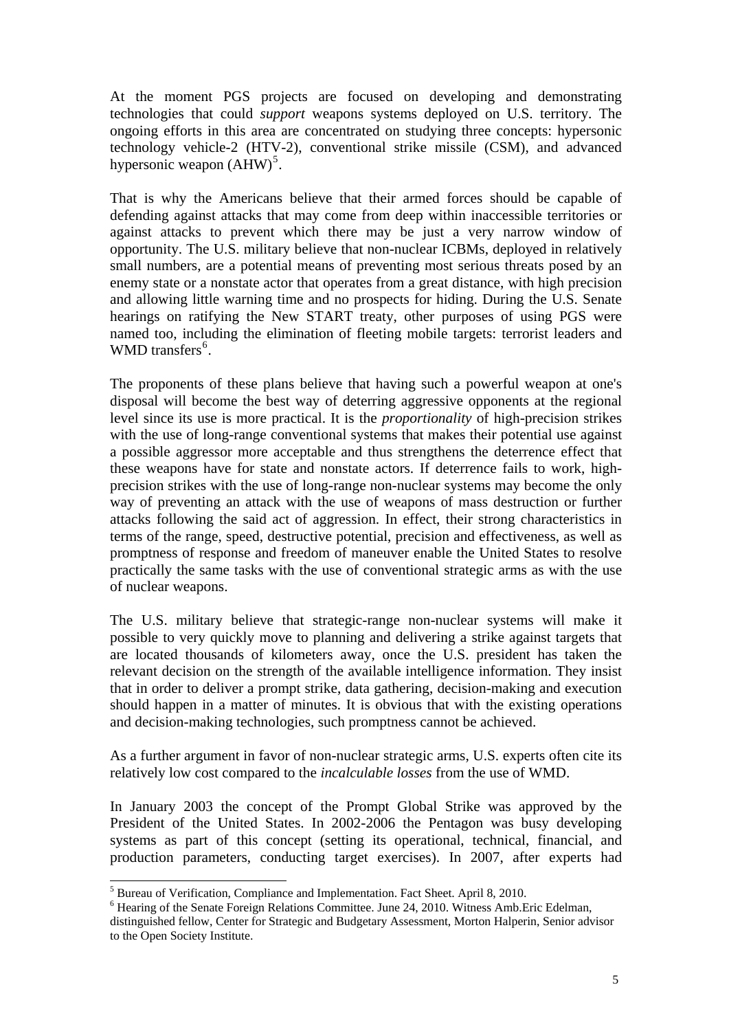At the moment PGS projects are focused on developing and demonstrating technologies that could *support* weapons systems deployed on U.S. territory. The ongoing efforts in this area are concentrated on studying three concepts: hypersonic technology vehicle-2 (HTV-2), conventional strike missile (CSM), and advanced hypersonic weapon (AHW)[5].

That is why the Americans believe that their armed forces should be capable of defending against attacks that may come from deep within inaccessible territories or against attacks to prevent which there may be just a very narrow window of opportunity. The U.S. military believe that non-nuclear ICBMs, deployed in relatively small numbers, are a potential means of preventing most serious threats posed by an enemy state or a nonstate actor that operates from a great distance, with high precision and allowing little warning time and no prospects for hiding. During the U.S. Senate hearings on ratifying the New START treaty, other purposes of using PGS were named too, including the elimination of fleeting mobile targets: terrorist leaders and WMD transfers[6].

The proponents of these plans believe that having such a powerful weapon at one's disposal will become the best way of deterring aggressive opponents at the regional level since its use is more practical. It is the *proportionality* of high-precision strikes with the use of long-range conventional systems that makes their potential use against a possible aggressor more acceptable and thus strengthens the deterrence effect that these weapons have for state and nonstate actors. If deterrence fails to work, high-precision strikes with the use of long-range non-nuclear systems may become the only way of preventing an attack with the use of weapons of mass destruction or further attacks following the said act of aggression. In effect, their strong characteristics in terms of the range, speed, destructive potential, precision and effectiveness, as well as promptness of response and freedom of maneuver enable the United States to resolve practically the same tasks with the use of conventional strategic arms as with the use of nuclear weapons.

The U.S. military believe that strategic-range non-nuclear systems will make it possible to very quickly move to planning and delivering a strike against targets that are located thousands of kilometers away, once the U.S. president has taken the relevant decision on the strength of the available intelligence information. They insist that in order to deliver a prompt strike, data gathering, decision-making and execution should happen in a matter of minutes. It is obvious that with the existing operations and decision-making technologies, such promptness cannot be achieved.

As a further argument in favor of non-nuclear strategic arms, U.S. experts often cite its relatively low cost compared to the *incalculable losses* from the use of WMD.

In January 2003 the concept of the Prompt Global Strike was approved by the President of the United States. In 2002-2006 the Pentagon was busy developing systems as part of this concept (setting its operational, technical, financial, and production parameters, conducting target exercises). In 2007, after experts had

---

[5] Bureau of Verification, Compliance and Implementation. Fact Sheet. April 8, 2010.

[6] Hearing of the Senate Foreign Relations Committee. June 24, 2010. Witness Amb.Eric Edelman, distinguished fellow, Center for Strategic and Budgetary Assessment, Morton Halperin, Senior advisor to the Open Society Institute.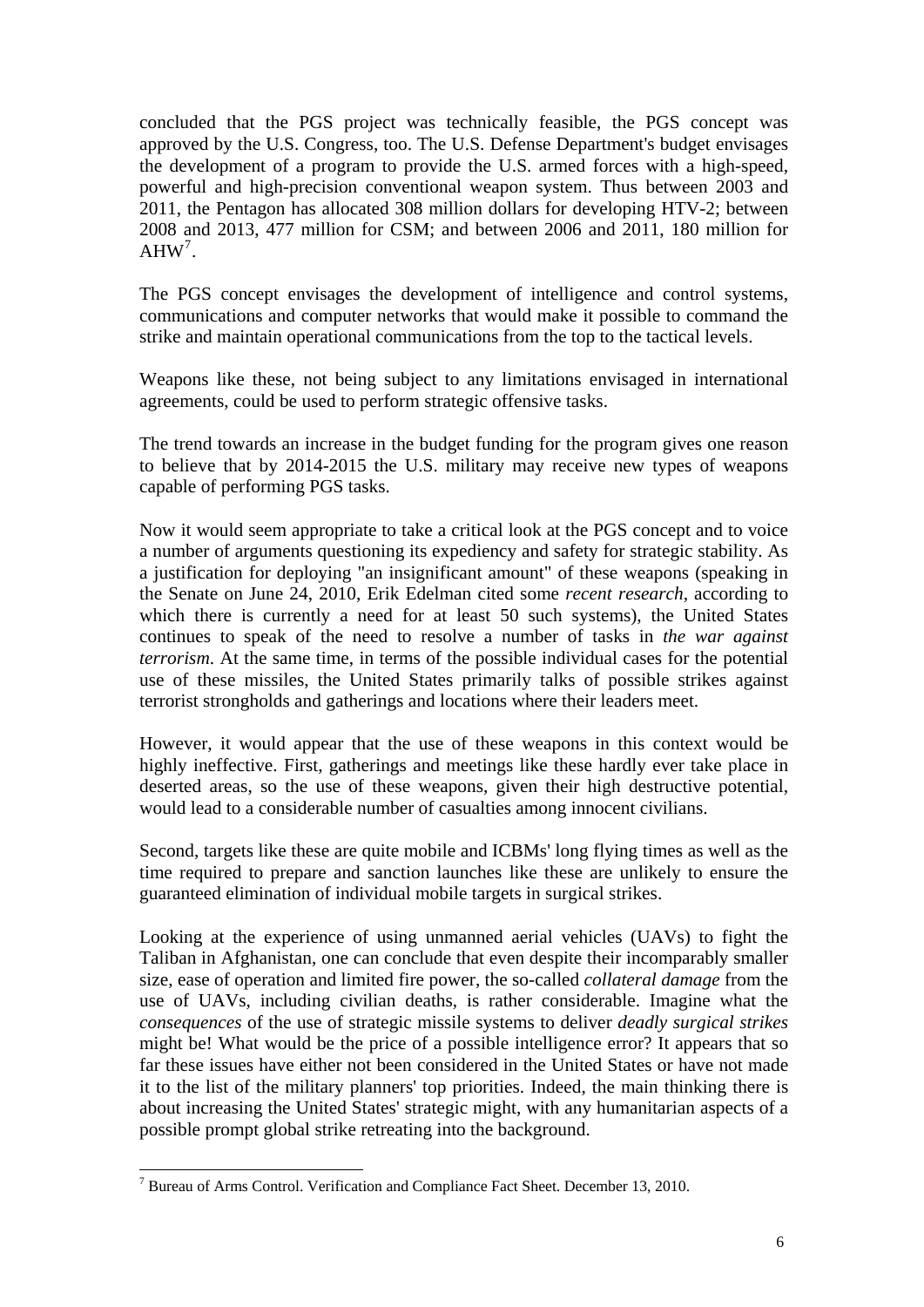concluded that the PGS project was technically feasible, the PGS concept was approved by the U.S. Congress, too. The U.S. Defense Department's budget envisages the development of a program to provide the U.S. armed forces with a high-speed, powerful and high-precision conventional weapon system. Thus between 2003 and 2011, the Pentagon has allocated 308 million dollars for developing HTV-2; between 2008 and 2013, 477 million for CSM; and between 2006 and 2011, 180 million for AHW[7].

The PGS concept envisages the development of intelligence and control systems, communications and computer networks that would make it possible to command the strike and maintain operational communications from the top to the tactical levels.

Weapons like these, not being subject to any limitations envisaged in international agreements, could be used to perform strategic offensive tasks.

The trend towards an increase in the budget funding for the program gives one reason to believe that by 2014-2015 the U.S. military may receive new types of weapons capable of performing PGS tasks.

Now it would seem appropriate to take a critical look at the PGS concept and to voice a number of arguments questioning its expediency and safety for strategic stability. As a justification for deploying "an insignificant amount" of these weapons (speaking in the Senate on June 24, 2010, Erik Edelman cited some *recent research*, according to which there is currently a need for at least 50 such systems), the United States continues to speak of the need to resolve a number of tasks in *the war against terrorism*. At the same time, in terms of the possible individual cases for the potential use of these missiles, the United States primarily talks of possible strikes against terrorist strongholds and gatherings and locations where their leaders meet.

However, it would appear that the use of these weapons in this context would be highly ineffective. First, gatherings and meetings like these hardly ever take place in deserted areas, so the use of these weapons, given their high destructive potential, would lead to a considerable number of casualties among innocent civilians.

Second, targets like these are quite mobile and ICBMs' long flying times as well as the time required to prepare and sanction launches like these are unlikely to ensure the guaranteed elimination of individual mobile targets in surgical strikes.

Looking at the experience of using unmanned aerial vehicles (UAVs) to fight the Taliban in Afghanistan, one can conclude that even despite their incomparably smaller size, ease of operation and limited fire power, the so-called *collateral damage* from the use of UAVs, including civilian deaths, is rather considerable. Imagine what the *consequences* of the use of strategic missile systems to deliver *deadly surgical strikes* might be! What would be the price of a possible intelligence error? It appears that so far these issues have either not been considered in the United States or have not made it to the list of the military planners' top priorities. Indeed, the main thinking there is about increasing the United States' strategic might, with any humanitarian aspects of a possible prompt global strike retreating into the background.

---

[7] Bureau of Arms Control. Verification and Compliance Fact Sheet. December 13, 2010.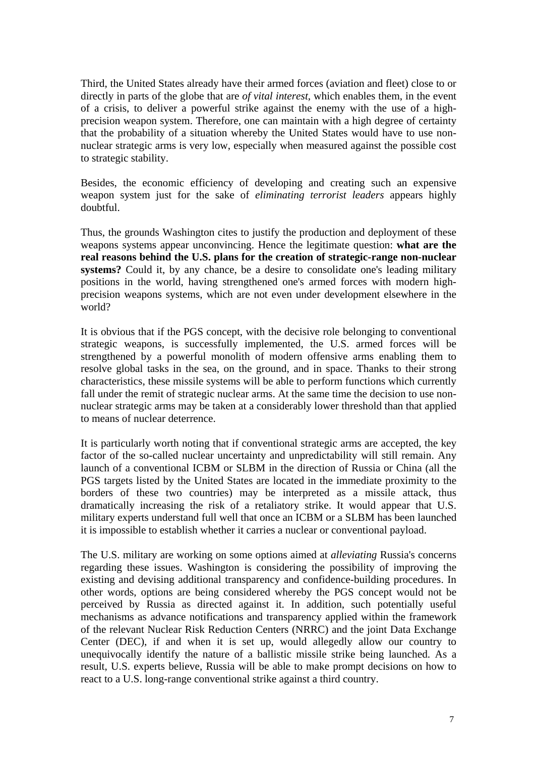Third, the United States already have their armed forces (aviation and fleet) close to or directly in parts of the globe that are *of vital interest*, which enables them, in the event of a crisis, to deliver a powerful strike against the enemy with the use of a high-precision weapon system. Therefore, one can maintain with a high degree of certainty that the probability of a situation whereby the United States would have to use non-nuclear strategic arms is very low, especially when measured against the possible cost to strategic stability.

Besides, the economic efficiency of developing and creating such an expensive weapon system just for the sake of *eliminating terrorist leaders* appears highly doubtful.

Thus, the grounds Washington cites to justify the production and deployment of these weapons systems appear unconvincing. Hence the legitimate question: **what are the real reasons behind the U.S. plans for the creation of strategic-range non-nuclear systems?** Could it, by any chance, be a desire to consolidate one's leading military positions in the world, having strengthened one's armed forces with modern high-precision weapons systems, which are not even under development elsewhere in the world?

It is obvious that if the PGS concept, with the decisive role belonging to conventional strategic weapons, is successfully implemented, the U.S. armed forces will be strengthened by a powerful monolith of modern offensive arms enabling them to resolve global tasks in the sea, on the ground, and in space. Thanks to their strong characteristics, these missile systems will be able to perform functions which currently fall under the remit of strategic nuclear arms. At the same time the decision to use non-nuclear strategic arms may be taken at a considerably lower threshold than that applied to means of nuclear deterrence.

It is particularly worth noting that if conventional strategic arms are accepted, the key factor of the so-called nuclear uncertainty and unpredictability will still remain. Any launch of a conventional ICBM or SLBM in the direction of Russia or China (all the PGS targets listed by the United States are located in the immediate proximity to the borders of these two countries) may be interpreted as a missile attack, thus dramatically increasing the risk of a retaliatory strike. It would appear that U.S. military experts understand full well that once an ICBM or a SLBM has been launched it is impossible to establish whether it carries a nuclear or conventional payload.

The U.S. military are working on some options aimed at *alleviating* Russia's concerns regarding these issues. Washington is considering the possibility of improving the existing and devising additional transparency and confidence-building procedures. In other words, options are being considered whereby the PGS concept would not be perceived by Russia as directed against it. In addition, such potentially useful mechanisms as advance notifications and transparency applied within the framework of the relevant Nuclear Risk Reduction Centers (NRRC) and the joint Data Exchange Center (DEC), if and when it is set up, would allegedly allow our country to unequivocally identify the nature of a ballistic missile strike being launched. As a result, U.S. experts believe, Russia will be able to make prompt decisions on how to react to a U.S. long-range conventional strike against a third country.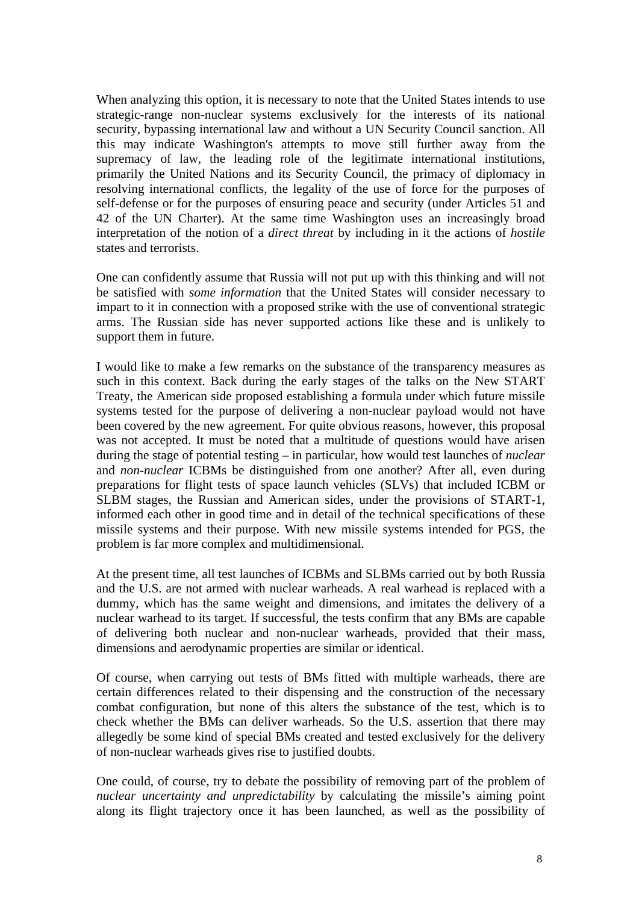When analyzing this option, it is necessary to note that the United States intends to use strategic-range non-nuclear systems exclusively for the interests of its national security, bypassing international law and without a UN Security Council sanction. All this may indicate Washington's attempts to move still further away from the supremacy of law, the leading role of the legitimate international institutions, primarily the United Nations and its Security Council, the primacy of diplomacy in resolving international conflicts, the legality of the use of force for the purposes of self-defense or for the purposes of ensuring peace and security (under Articles 51 and 42 of the UN Charter). At the same time Washington uses an increasingly broad interpretation of the notion of a *direct threat* by including in it the actions of *hostile* states and terrorists.

One can confidently assume that Russia will not put up with this thinking and will not be satisfied with *some information* that the United States will consider necessary to impart to it in connection with a proposed strike with the use of conventional strategic arms. The Russian side has never supported actions like these and is unlikely to support them in future.

I would like to make a few remarks on the substance of the transparency measures as such in this context. Back during the early stages of the talks on the New START Treaty, the American side proposed establishing a formula under which future missile systems tested for the purpose of delivering a non-nuclear payload would not have been covered by the new agreement. For quite obvious reasons, however, this proposal was not accepted. It must be noted that a multitude of questions would have arisen during the stage of potential testing – in particular, how would test launches of *nuclear* and *non-nuclear* ICBMs be distinguished from one another? After all, even during preparations for flight tests of space launch vehicles (SLVs) that included ICBM or SLBM stages, the Russian and American sides, under the provisions of START-1, informed each other in good time and in detail of the technical specifications of these missile systems and their purpose. With new missile systems intended for PGS, the problem is far more complex and multidimensional.

At the present time, all test launches of ICBMs and SLBMs carried out by both Russia and the U.S. are not armed with nuclear warheads. A real warhead is replaced with a dummy, which has the same weight and dimensions, and imitates the delivery of a nuclear warhead to its target. If successful, the tests confirm that any BMs are capable of delivering both nuclear and non-nuclear warheads, provided that their mass, dimensions and aerodynamic properties are similar or identical.

Of course, when carrying out tests of BMs fitted with multiple warheads, there are certain differences related to their dispensing and the construction of the necessary combat configuration, but none of this alters the substance of the test, which is to check whether the BMs can deliver warheads. So the U.S. assertion that there may allegedly be some kind of special BMs created and tested exclusively for the delivery of non-nuclear warheads gives rise to justified doubts.

One could, of course, try to debate the possibility of removing part of the problem of *nuclear uncertainty and unpredictability* by calculating the missile's aiming point along its flight trajectory once it has been launched, as well as the possibility of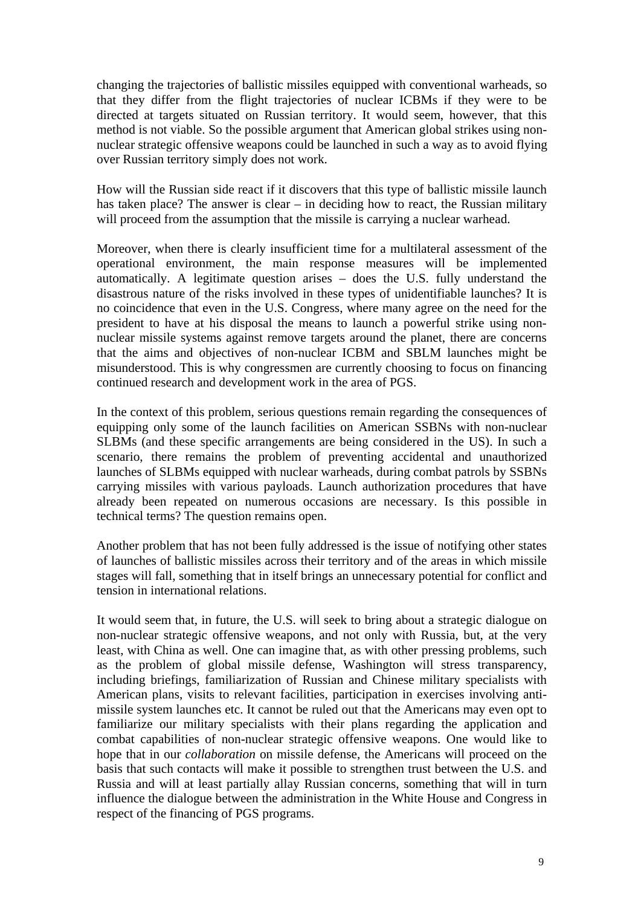changing the trajectories of ballistic missiles equipped with conventional warheads, so that they differ from the flight trajectories of nuclear ICBMs if they were to be directed at targets situated on Russian territory. It would seem, however, that this method is not viable. So the possible argument that American global strikes using non-nuclear strategic offensive weapons could be launched in such a way as to avoid flying over Russian territory simply does not work.

How will the Russian side react if it discovers that this type of ballistic missile launch has taken place? The answer is clear – in deciding how to react, the Russian military will proceed from the assumption that the missile is carrying a nuclear warhead.

Moreover, when there is clearly insufficient time for a multilateral assessment of the operational environment, the main response measures will be implemented automatically. A legitimate question arises – does the U.S. fully understand the disastrous nature of the risks involved in these types of unidentifiable launches? It is no coincidence that even in the U.S. Congress, where many agree on the need for the president to have at his disposal the means to launch a powerful strike using non-nuclear missile systems against remove targets around the planet, there are concerns that the aims and objectives of non-nuclear ICBM and SBLM launches might be misunderstood. This is why congressmen are currently choosing to focus on financing continued research and development work in the area of PGS.

In the context of this problem, serious questions remain regarding the consequences of equipping only some of the launch facilities on American SSBNs with non-nuclear SLBMs (and these specific arrangements are being considered in the US). In such a scenario, there remains the problem of preventing accidental and unauthorized launches of SLBMs equipped with nuclear warheads, during combat patrols by SSBNs carrying missiles with various payloads. Launch authorization procedures that have already been repeated on numerous occasions are necessary. Is this possible in technical terms? The question remains open.

Another problem that has not been fully addressed is the issue of notifying other states of launches of ballistic missiles across their territory and of the areas in which missile stages will fall, something that in itself brings an unnecessary potential for conflict and tension in international relations.

It would seem that, in future, the U.S. will seek to bring about a strategic dialogue on non-nuclear strategic offensive weapons, and not only with Russia, but, at the very least, with China as well. One can imagine that, as with other pressing problems, such as the problem of global missile defense, Washington will stress transparency, including briefings, familiarization of Russian and Chinese military specialists with American plans, visits to relevant facilities, participation in exercises involving anti-missile system launches etc. It cannot be ruled out that the Americans may even opt to familiarize our military specialists with their plans regarding the application and combat capabilities of non-nuclear strategic offensive weapons. One would like to hope that in our *collaboration* on missile defense, the Americans will proceed on the basis that such contacts will make it possible to strengthen trust between the U.S. and Russia and will at least partially allay Russian concerns, something that will in turn influence the dialogue between the administration in the White House and Congress in respect of the financing of PGS programs.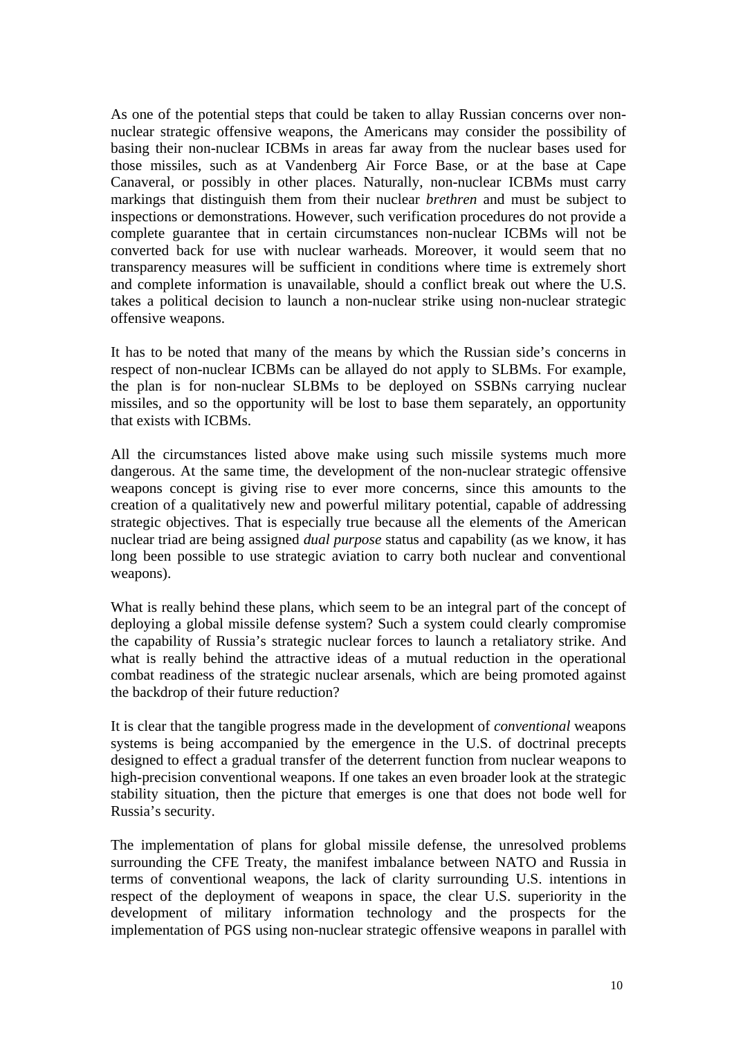As one of the potential steps that could be taken to allay Russian concerns over non-nuclear strategic offensive weapons, the Americans may consider the possibility of basing their non-nuclear ICBMs in areas far away from the nuclear bases used for those missiles, such as at Vandenberg Air Force Base, or at the base at Cape Canaveral, or possibly in other places. Naturally, non-nuclear ICBMs must carry markings that distinguish them from their nuclear *brethren* and must be subject to inspections or demonstrations. However, such verification procedures do not provide a complete guarantee that in certain circumstances non-nuclear ICBMs will not be converted back for use with nuclear warheads. Moreover, it would seem that no transparency measures will be sufficient in conditions where time is extremely short and complete information is unavailable, should a conflict break out where the U.S. takes a political decision to launch a non-nuclear strike using non-nuclear strategic offensive weapons.

It has to be noted that many of the means by which the Russian side's concerns in respect of non-nuclear ICBMs can be allayed do not apply to SLBMs. For example, the plan is for non-nuclear SLBMs to be deployed on SSBNs carrying nuclear missiles, and so the opportunity will be lost to base them separately, an opportunity that exists with ICBMs.

All the circumstances listed above make using such missile systems much more dangerous. At the same time, the development of the non-nuclear strategic offensive weapons concept is giving rise to ever more concerns, since this amounts to the creation of a qualitatively new and powerful military potential, capable of addressing strategic objectives. That is especially true because all the elements of the American nuclear triad are being assigned *dual purpose* status and capability (as we know, it has long been possible to use strategic aviation to carry both nuclear and conventional weapons).

What is really behind these plans, which seem to be an integral part of the concept of deploying a global missile defense system? Such a system could clearly compromise the capability of Russia's strategic nuclear forces to launch a retaliatory strike. And what is really behind the attractive ideas of a mutual reduction in the operational combat readiness of the strategic nuclear arsenals, which are being promoted against the backdrop of their future reduction?

It is clear that the tangible progress made in the development of *conventional* weapons systems is being accompanied by the emergence in the U.S. of doctrinal precepts designed to effect a gradual transfer of the deterrent function from nuclear weapons to high-precision conventional weapons. If one takes an even broader look at the strategic stability situation, then the picture that emerges is one that does not bode well for Russia's security.

The implementation of plans for global missile defense, the unresolved problems surrounding the CFE Treaty, the manifest imbalance between NATO and Russia in terms of conventional weapons, the lack of clarity surrounding U.S. intentions in respect of the deployment of weapons in space, the clear U.S. superiority in the development of military information technology and the prospects for the implementation of PGS using non-nuclear strategic offensive weapons in parallel with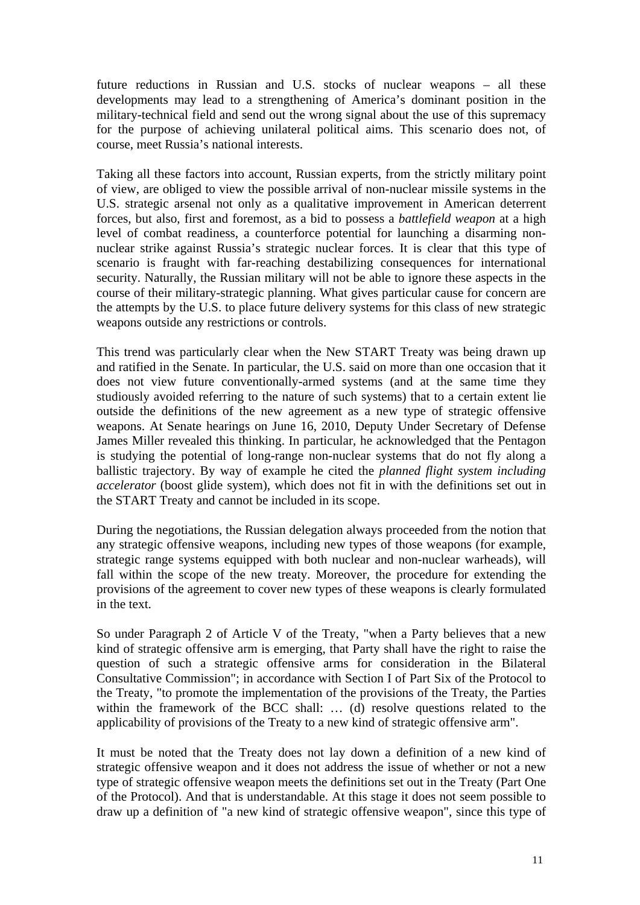future reductions in Russian and U.S. stocks of nuclear weapons – all these developments may lead to a strengthening of America's dominant position in the military-technical field and send out the wrong signal about the use of this supremacy for the purpose of achieving unilateral political aims. This scenario does not, of course, meet Russia's national interests.

Taking all these factors into account, Russian experts, from the strictly military point of view, are obliged to view the possible arrival of non-nuclear missile systems in the U.S. strategic arsenal not only as a qualitative improvement in American deterrent forces, but also, first and foremost, as a bid to possess a *battlefield weapon* at a high level of combat readiness, a counterforce potential for launching a disarming non-nuclear strike against Russia's strategic nuclear forces. It is clear that this type of scenario is fraught with far-reaching destabilizing consequences for international security. Naturally, the Russian military will not be able to ignore these aspects in the course of their military-strategic planning. What gives particular cause for concern are the attempts by the U.S. to place future delivery systems for this class of new strategic weapons outside any restrictions or controls.

This trend was particularly clear when the New START Treaty was being drawn up and ratified in the Senate. In particular, the U.S. said on more than one occasion that it does not view future conventionally-armed systems (and at the same time they studiously avoided referring to the nature of such systems) that to a certain extent lie outside the definitions of the new agreement as a new type of strategic offensive weapons. At Senate hearings on June 16, 2010, Deputy Under Secretary of Defense James Miller revealed this thinking. In particular, he acknowledged that the Pentagon is studying the potential of long-range non-nuclear systems that do not fly along a ballistic trajectory. By way of example he cited the *planned flight system including accelerator* (boost glide system), which does not fit in with the definitions set out in the START Treaty and cannot be included in its scope.

During the negotiations, the Russian delegation always proceeded from the notion that any strategic offensive weapons, including new types of those weapons (for example, strategic range systems equipped with both nuclear and non-nuclear warheads), will fall within the scope of the new treaty. Moreover, the procedure for extending the provisions of the agreement to cover new types of these weapons is clearly formulated in the text.

So under Paragraph 2 of Article V of the Treaty, "when a Party believes that a new kind of strategic offensive arm is emerging, that Party shall have the right to raise the question of such a strategic offensive arms for consideration in the Bilateral Consultative Commission"; in accordance with Section I of Part Six of the Protocol to the Treaty, "to promote the implementation of the provisions of the Treaty, the Parties within the framework of the BCC shall: … (d) resolve questions related to the applicability of provisions of the Treaty to a new kind of strategic offensive arm".

It must be noted that the Treaty does not lay down a definition of a new kind of strategic offensive weapon and it does not address the issue of whether or not a new type of strategic offensive weapon meets the definitions set out in the Treaty (Part One of the Protocol). And that is understandable. At this stage it does not seem possible to draw up a definition of "a new kind of strategic offensive weapon", since this type of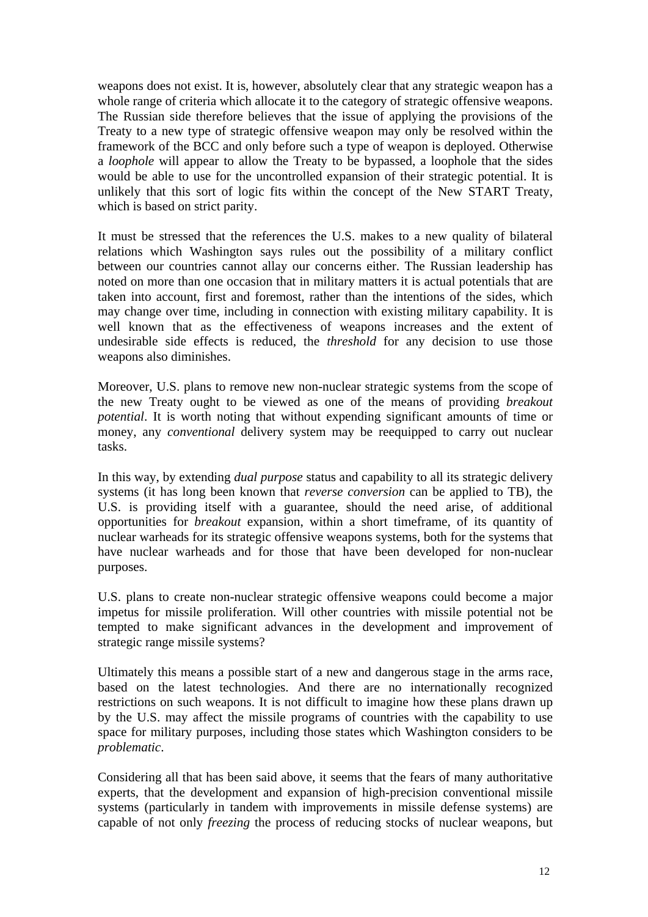weapons does not exist. It is, however, absolutely clear that any strategic weapon has a whole range of criteria which allocate it to the category of strategic offensive weapons. The Russian side therefore believes that the issue of applying the provisions of the Treaty to a new type of strategic offensive weapon may only be resolved within the framework of the BCC and only before such a type of weapon is deployed. Otherwise a *loophole* will appear to allow the Treaty to be bypassed, a loophole that the sides would be able to use for the uncontrolled expansion of their strategic potential. It is unlikely that this sort of logic fits within the concept of the New START Treaty, which is based on strict parity.

It must be stressed that the references the U.S. makes to a new quality of bilateral relations which Washington says rules out the possibility of a military conflict between our countries cannot allay our concerns either. The Russian leadership has noted on more than one occasion that in military matters it is actual potentials that are taken into account, first and foremost, rather than the intentions of the sides, which may change over time, including in connection with existing military capability. It is well known that as the effectiveness of weapons increases and the extent of undesirable side effects is reduced, the *threshold* for any decision to use those weapons also diminishes.

Moreover, U.S. plans to remove new non-nuclear strategic systems from the scope of the new Treaty ought to be viewed as one of the means of providing *breakout potential*. It is worth noting that without expending significant amounts of time or money, any *conventional* delivery system may be reequipped to carry out nuclear tasks.

In this way, by extending *dual purpose* status and capability to all its strategic delivery systems (it has long been known that *reverse conversion* can be applied to TB), the U.S. is providing itself with a guarantee, should the need arise, of additional opportunities for *breakout* expansion, within a short timeframe, of its quantity of nuclear warheads for its strategic offensive weapons systems, both for the systems that have nuclear warheads and for those that have been developed for non-nuclear purposes.

U.S. plans to create non-nuclear strategic offensive weapons could become a major impetus for missile proliferation. Will other countries with missile potential not be tempted to make significant advances in the development and improvement of strategic range missile systems?

Ultimately this means a possible start of a new and dangerous stage in the arms race, based on the latest technologies. And there are no internationally recognized restrictions on such weapons. It is not difficult to imagine how these plans drawn up by the U.S. may affect the missile programs of countries with the capability to use space for military purposes, including those states which Washington considers to be *problematic*.

Considering all that has been said above, it seems that the fears of many authoritative experts, that the development and expansion of high-precision conventional missile systems (particularly in tandem with improvements in missile defense systems) are capable of not only *freezing* the process of reducing stocks of nuclear weapons, but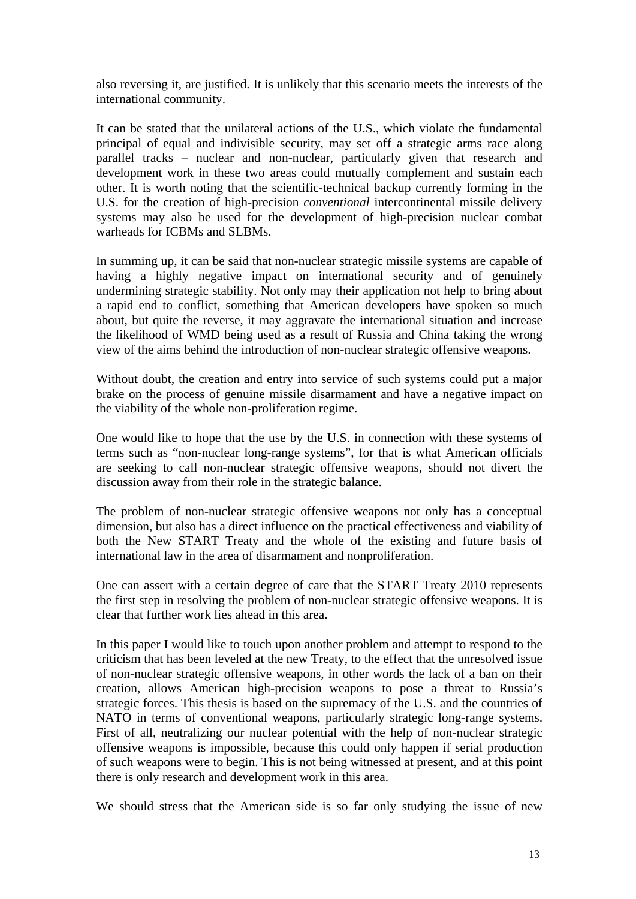also reversing it, are justified. It is unlikely that this scenario meets the interests of the international community.

It can be stated that the unilateral actions of the U.S., which violate the fundamental principal of equal and indivisible security, may set off a strategic arms race along parallel tracks – nuclear and non-nuclear, particularly given that research and development work in these two areas could mutually complement and sustain each other. It is worth noting that the scientific-technical backup currently forming in the U.S. for the creation of high-precision *conventional* intercontinental missile delivery systems may also be used for the development of high-precision nuclear combat warheads for ICBMs and SLBMs.

In summing up, it can be said that non-nuclear strategic missile systems are capable of having a highly negative impact on international security and of genuinely undermining strategic stability. Not only may their application not help to bring about a rapid end to conflict, something that American developers have spoken so much about, but quite the reverse, it may aggravate the international situation and increase the likelihood of WMD being used as a result of Russia and China taking the wrong view of the aims behind the introduction of non-nuclear strategic offensive weapons.

Without doubt, the creation and entry into service of such systems could put a major brake on the process of genuine missile disarmament and have a negative impact on the viability of the whole non-proliferation regime.

One would like to hope that the use by the U.S. in connection with these systems of terms such as "non-nuclear long-range systems", for that is what American officials are seeking to call non-nuclear strategic offensive weapons, should not divert the discussion away from their role in the strategic balance.

The problem of non-nuclear strategic offensive weapons not only has a conceptual dimension, but also has a direct influence on the practical effectiveness and viability of both the New START Treaty and the whole of the existing and future basis of international law in the area of disarmament and nonproliferation.

One can assert with a certain degree of care that the START Treaty 2010 represents the first step in resolving the problem of non-nuclear strategic offensive weapons. It is clear that further work lies ahead in this area.

In this paper I would like to touch upon another problem and attempt to respond to the criticism that has been leveled at the new Treaty, to the effect that the unresolved issue of non-nuclear strategic offensive weapons, in other words the lack of a ban on their creation, allows American high-precision weapons to pose a threat to Russia's strategic forces. This thesis is based on the supremacy of the U.S. and the countries of NATO in terms of conventional weapons, particularly strategic long-range systems. First of all, neutralizing our nuclear potential with the help of non-nuclear strategic offensive weapons is impossible, because this could only happen if serial production of such weapons were to begin. This is not being witnessed at present, and at this point there is only research and development work in this area.

We should stress that the American side is so far only studying the issue of new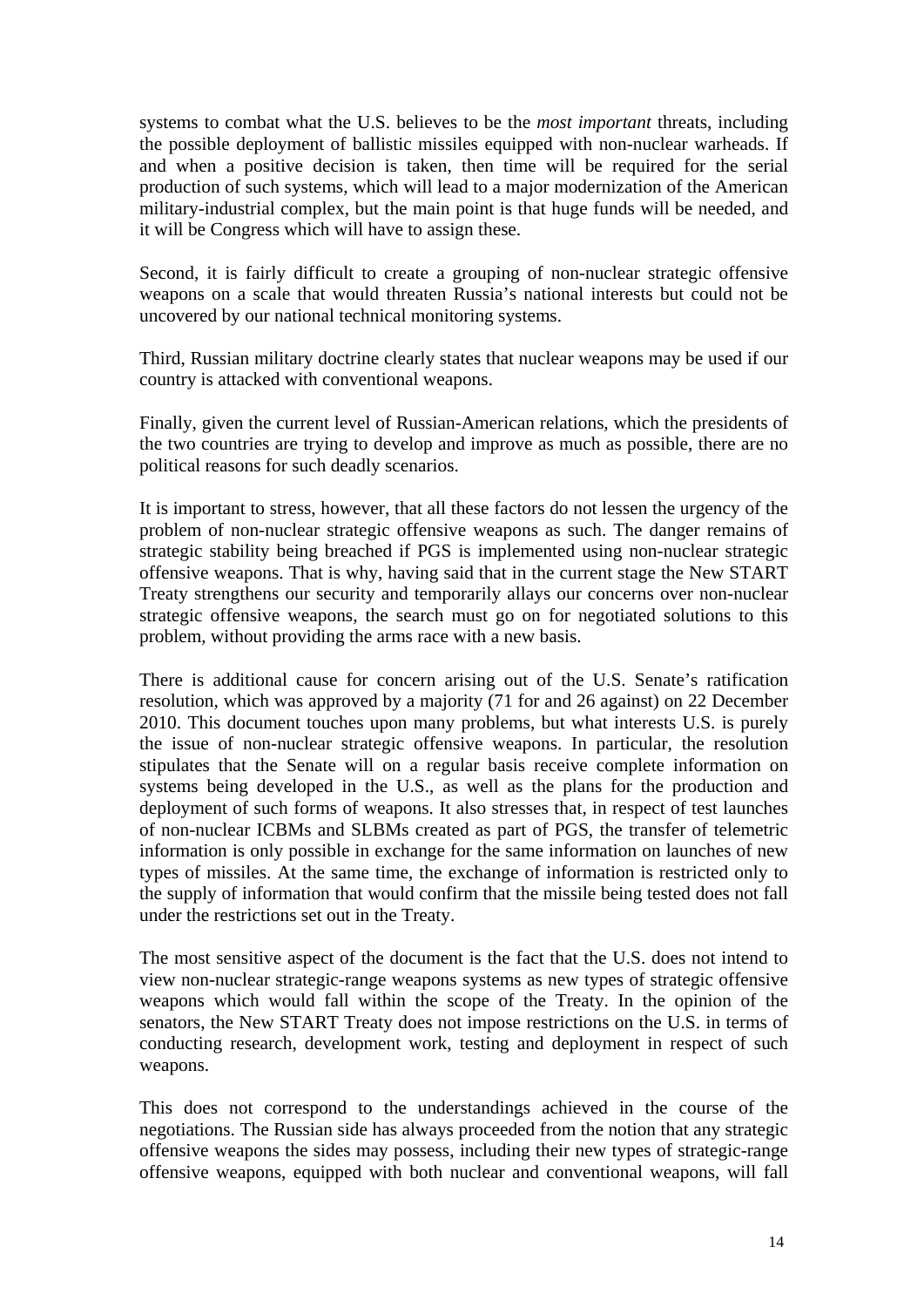systems to combat what the U.S. believes to be the *most important* threats, including the possible deployment of ballistic missiles equipped with non-nuclear warheads. If and when a positive decision is taken, then time will be required for the serial production of such systems, which will lead to a major modernization of the American military-industrial complex, but the main point is that huge funds will be needed, and it will be Congress which will have to assign these.

Second, it is fairly difficult to create a grouping of non-nuclear strategic offensive weapons on a scale that would threaten Russia's national interests but could not be uncovered by our national technical monitoring systems.

Third, Russian military doctrine clearly states that nuclear weapons may be used if our country is attacked with conventional weapons.

Finally, given the current level of Russian-American relations, which the presidents of the two countries are trying to develop and improve as much as possible, there are no political reasons for such deadly scenarios.

It is important to stress, however, that all these factors do not lessen the urgency of the problem of non-nuclear strategic offensive weapons as such. The danger remains of strategic stability being breached if PGS is implemented using non-nuclear strategic offensive weapons. That is why, having said that in the current stage the New START Treaty strengthens our security and temporarily allays our concerns over non-nuclear strategic offensive weapons, the search must go on for negotiated solutions to this problem, without providing the arms race with a new basis.

There is additional cause for concern arising out of the U.S. Senate's ratification resolution, which was approved by a majority (71 for and 26 against) on 22 December 2010. This document touches upon many problems, but what interests U.S. is purely the issue of non-nuclear strategic offensive weapons. In particular, the resolution stipulates that the Senate will on a regular basis receive complete information on systems being developed in the U.S., as well as the plans for the production and deployment of such forms of weapons. It also stresses that, in respect of test launches of non-nuclear ICBMs and SLBMs created as part of PGS, the transfer of telemetric information is only possible in exchange for the same information on launches of new types of missiles. At the same time, the exchange of information is restricted only to the supply of information that would confirm that the missile being tested does not fall under the restrictions set out in the Treaty.

The most sensitive aspect of the document is the fact that the U.S. does not intend to view non-nuclear strategic-range weapons systems as new types of strategic offensive weapons which would fall within the scope of the Treaty. In the opinion of the senators, the New START Treaty does not impose restrictions on the U.S. in terms of conducting research, development work, testing and deployment in respect of such weapons.

This does not correspond to the understandings achieved in the course of the negotiations. The Russian side has always proceeded from the notion that any strategic offensive weapons the sides may possess, including their new types of strategic-range offensive weapons, equipped with both nuclear and conventional weapons, will fall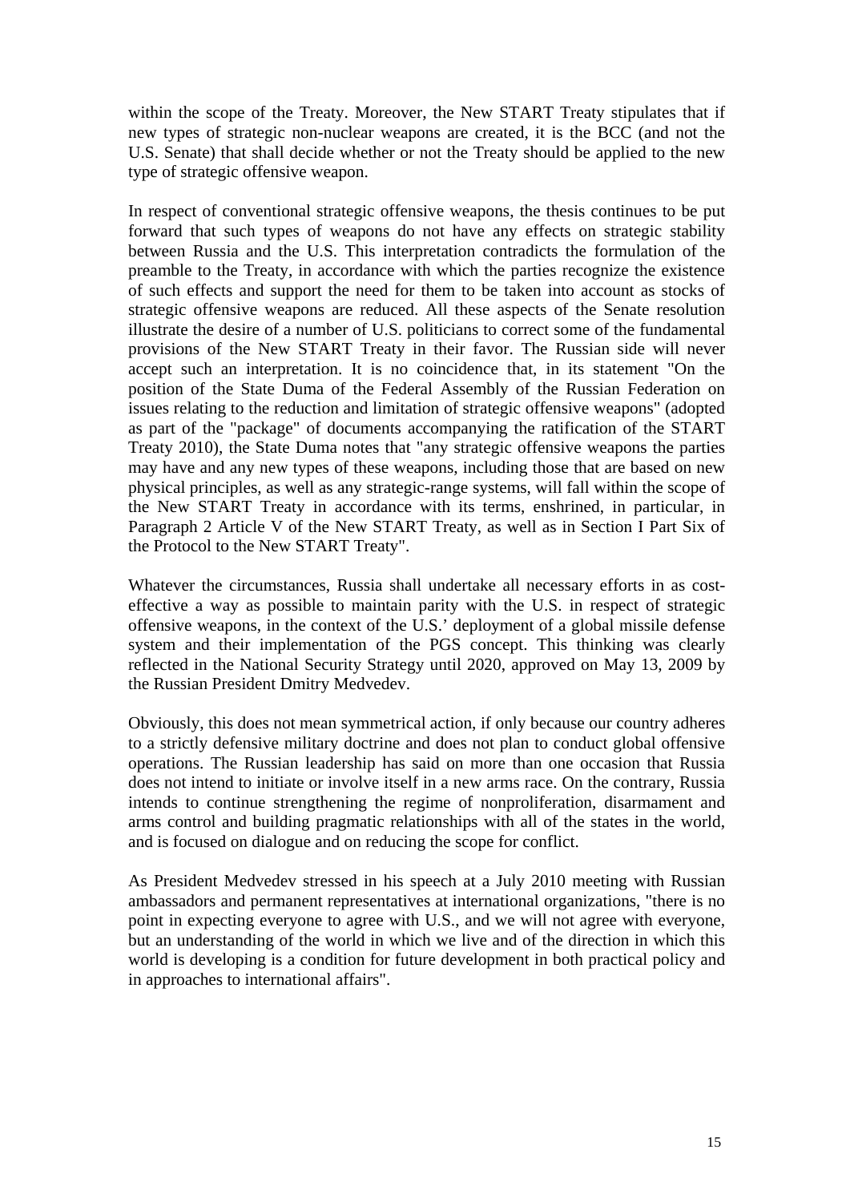within the scope of the Treaty. Moreover, the New START Treaty stipulates that if new types of strategic non-nuclear weapons are created, it is the BCC (and not the U.S. Senate) that shall decide whether or not the Treaty should be applied to the new type of strategic offensive weapon.

In respect of conventional strategic offensive weapons, the thesis continues to be put forward that such types of weapons do not have any effects on strategic stability between Russia and the U.S. This interpretation contradicts the formulation of the preamble to the Treaty, in accordance with which the parties recognize the existence of such effects and support the need for them to be taken into account as stocks of strategic offensive weapons are reduced. All these aspects of the Senate resolution illustrate the desire of a number of U.S. politicians to correct some of the fundamental provisions of the New START Treaty in their favor. The Russian side will never accept such an interpretation. It is no coincidence that, in its statement "On the position of the State Duma of the Federal Assembly of the Russian Federation on issues relating to the reduction and limitation of strategic offensive weapons" (adopted as part of the "package" of documents accompanying the ratification of the START Treaty 2010), the State Duma notes that "any strategic offensive weapons the parties may have and any new types of these weapons, including those that are based on new physical principles, as well as any strategic-range systems, will fall within the scope of the New START Treaty in accordance with its terms, enshrined, in particular, in Paragraph 2 Article V of the New START Treaty, as well as in Section I Part Six of the Protocol to the New START Treaty".

Whatever the circumstances, Russia shall undertake all necessary efforts in as cost-effective a way as possible to maintain parity with the U.S. in respect of strategic offensive weapons, in the context of the U.S.' deployment of a global missile defense system and their implementation of the PGS concept. This thinking was clearly reflected in the National Security Strategy until 2020, approved on May 13, 2009 by the Russian President Dmitry Medvedev.

Obviously, this does not mean symmetrical action, if only because our country adheres to a strictly defensive military doctrine and does not plan to conduct global offensive operations. The Russian leadership has said on more than one occasion that Russia does not intend to initiate or involve itself in a new arms race. On the contrary, Russia intends to continue strengthening the regime of nonproliferation, disarmament and arms control and building pragmatic relationships with all of the states in the world, and is focused on dialogue and on reducing the scope for conflict.

As President Medvedev stressed in his speech at a July 2010 meeting with Russian ambassadors and permanent representatives at international organizations, "there is no point in expecting everyone to agree with U.S., and we will not agree with everyone, but an understanding of the world in which we live and of the direction in which this world is developing is a condition for future development in both practical policy and in approaches to international affairs".